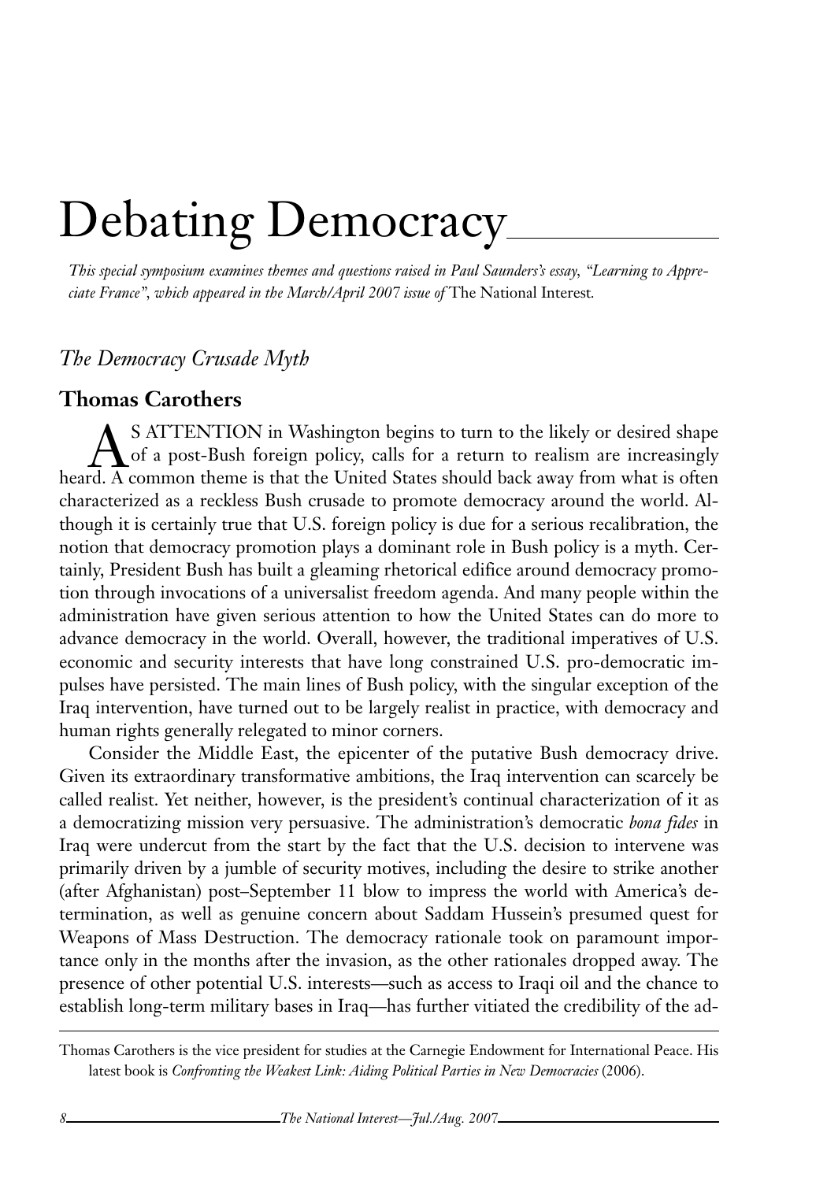# Debating Democracy

*This special symposium examines themes and questions raised in Paul Saunders's essay, "Learning to Appreciate France", which appeared in the March/April 2007 issue of* The National Interest.

## *The Democracy Crusade Myth*

### Thomas Carothers

AS ATTENTION in Washington begins to turn to the likely or desired shape of a post-Bush foreign policy, calls for a return to realism are increasingly heard. A common theme is that the United States should back away from what is often characterized as a reckless Bush crusade to promote democracy around the world. Although it is certainly true that U.S. foreign policy is due for a serious recalibration, the notion that democracy promotion plays a dominant role in Bush policy is a myth. Certainly, President Bush has built a gleaming rhetorical edifice around democracy promotion through invocations of a universalist freedom agenda. And many people within the administration have given serious attention to how the United States can do more to advance democracy in the world. Overall, however, the traditional imperatives of U.S. economic and security interests that have long constrained U.S. pro-democratic impulses have persisted. The main lines of Bush policy, with the singular exception of the Iraq intervention, have turned out to be largely realist in practice, with democracy and human rights generally relegated to minor corners.

Consider the Middle East, the epicenter of the putative Bush democracy drive. Given its extraordinary transformative ambitions, the Iraq intervention can scarcely be called realist. Yet neither, however, is the president's continual characterization of it as a democratizing mission very persuasive. The administration's democratic *bona fides* in Iraq were undercut from the start by the fact that the U.S. decision to intervene was primarily driven by a jumble of security motives, including the desire to strike another (after Afghanistan) post–September 11 blow to impress the world with America's determination, as well as genuine concern about Saddam Hussein's presumed quest for Weapons of Mass Destruction. The democracy rationale took on paramount importance only in the months after the invasion, as the other rationales dropped away. The presence of other potential U.S. interests—such as access to Iraqi oil and the chance to establish long-term military bases in Iraq—has further vitiated the credibility of the ad-

---

Thomas Carothers is the vice president for studies at the Carnegie Endowment for International Peace. His latest book is *Confronting the Weakest Link: Aiding Political Parties in New Democracies* (2006).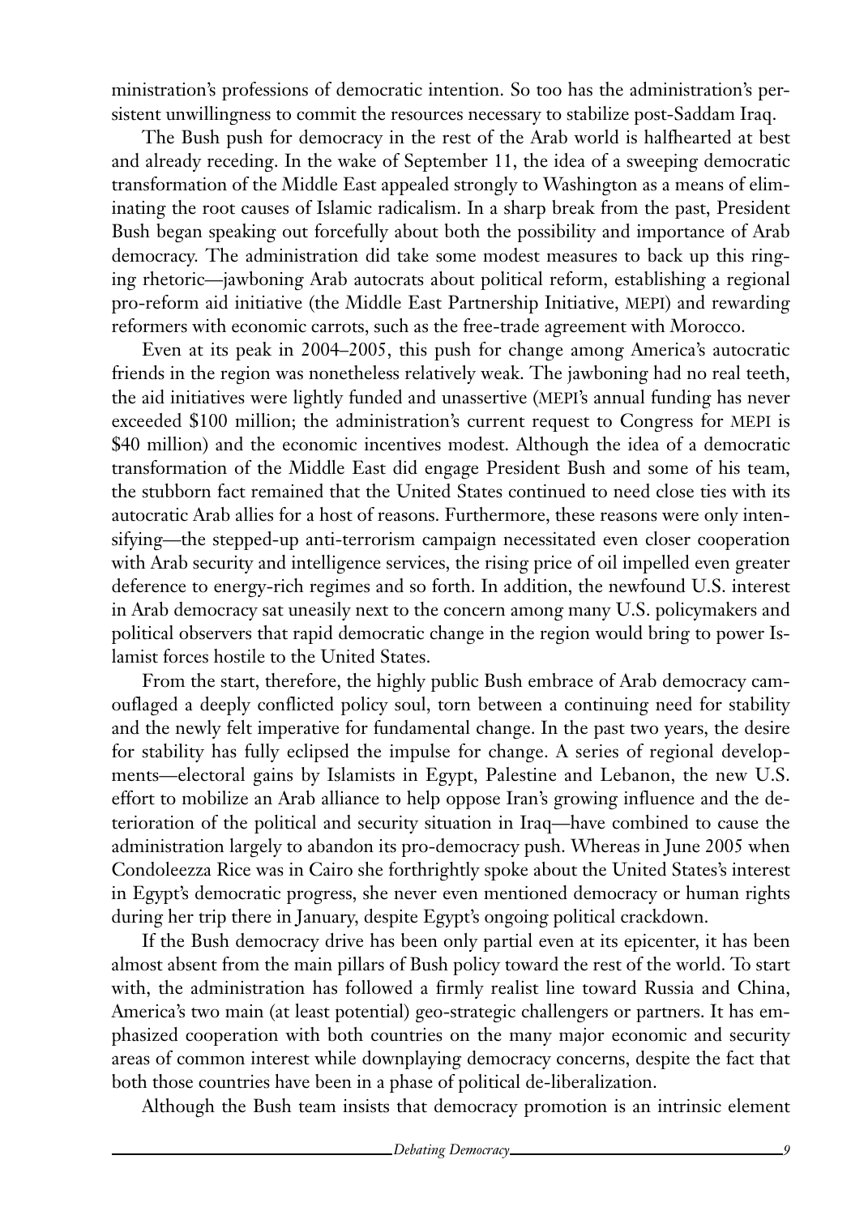ministration's professions of democratic intention. So too has the administration's persistent unwillingness to commit the resources necessary to stabilize post-Saddam Iraq.

The Bush push for democracy in the rest of the Arab world is halfhearted at best and already receding. In the wake of September 11, the idea of a sweeping democratic transformation of the Middle East appealed strongly to Washington as a means of eliminating the root causes of Islamic radicalism. In a sharp break from the past, President Bush began speaking out forcefully about both the possibility and importance of Arab democracy. The administration did take some modest measures to back up this ringing rhetoric—jawboning Arab autocrats about political reform, establishing a regional pro-reform aid initiative (the Middle East Partnership Initiative, MEPI) and rewarding reformers with economic carrots, such as the free-trade agreement with Morocco.

Even at its peak in 2004–2005, this push for change among America's autocratic friends in the region was nonetheless relatively weak. The jawboning had no real teeth, the aid initiatives were lightly funded and unassertive (MEPI's annual funding has never exceeded $100 million; the administration's current request to Congress for MEPI is $40 million) and the economic incentives modest. Although the idea of a democratic transformation of the Middle East did engage President Bush and some of his team, the stubborn fact remained that the United States continued to need close ties with its autocratic Arab allies for a host of reasons. Furthermore, these reasons were only intensifying—the stepped-up anti-terrorism campaign necessitated even closer cooperation with Arab security and intelligence services, the rising price of oil impelled even greater deference to energy-rich regimes and so forth. In addition, the newfound U.S. interest in Arab democracy sat uneasily next to the concern among many U.S. policymakers and political observers that rapid democratic change in the region would bring to power Islamist forces hostile to the United States.

From the start, therefore, the highly public Bush embrace of Arab democracy camouflaged a deeply conflicted policy soul, torn between a continuing need for stability and the newly felt imperative for fundamental change. In the past two years, the desire for stability has fully eclipsed the impulse for change. A series of regional developments—electoral gains by Islamists in Egypt, Palestine and Lebanon, the new U.S. effort to mobilize an Arab alliance to help oppose Iran's growing influence and the deterioration of the political and security situation in Iraq—have combined to cause the administration largely to abandon its pro-democracy push. Whereas in June 2005 when Condoleezza Rice was in Cairo she forthrightly spoke about the United States's interest in Egypt's democratic progress, she never even mentioned democracy or human rights during her trip there in January, despite Egypt's ongoing political crackdown.

If the Bush democracy drive has been only partial even at its epicenter, it has been almost absent from the main pillars of Bush policy toward the rest of the world. To start with, the administration has followed a firmly realist line toward Russia and China, America's two main (at least potential) geo-strategic challengers or partners. It has emphasized cooperation with both countries on the many major economic and security areas of common interest while downplaying democracy concerns, despite the fact that both those countries have been in a phase of political de-liberalization.

Although the Bush team insists that democracy promotion is an intrinsic element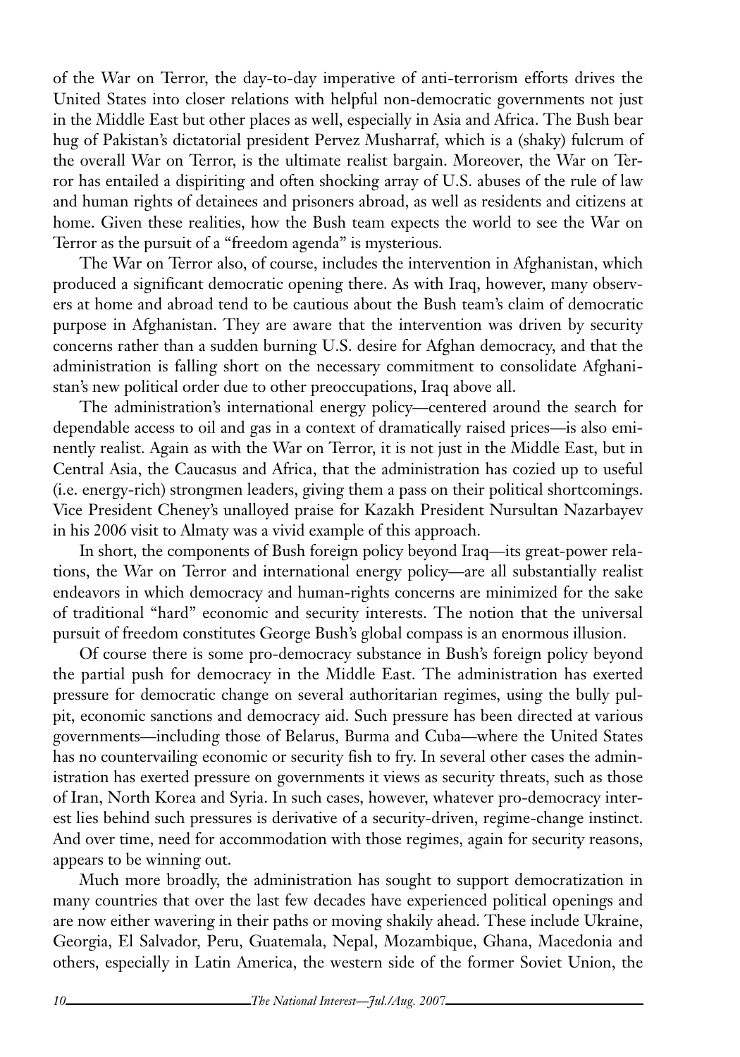of the War on Terror, the day-to-day imperative of anti-terrorism efforts drives the United States into closer relations with helpful non-democratic governments not just in the Middle East but other places as well, especially in Asia and Africa. The Bush bear hug of Pakistan's dictatorial president Pervez Musharraf, which is a (shaky) fulcrum of the overall War on Terror, is the ultimate realist bargain. Moreover, the War on Terror has entailed a dispiriting and often shocking array of U.S. abuses of the rule of law and human rights of detainees and prisoners abroad, as well as residents and citizens at home. Given these realities, how the Bush team expects the world to see the War on Terror as the pursuit of a "freedom agenda" is mysterious.

The War on Terror also, of course, includes the intervention in Afghanistan, which produced a significant democratic opening there. As with Iraq, however, many observers at home and abroad tend to be cautious about the Bush team's claim of democratic purpose in Afghanistan. They are aware that the intervention was driven by security concerns rather than a sudden burning U.S. desire for Afghan democracy, and that the administration is falling short on the necessary commitment to consolidate Afghanistan's new political order due to other preoccupations, Iraq above all.

The administration's international energy policy—centered around the search for dependable access to oil and gas in a context of dramatically raised prices—is also eminently realist. Again as with the War on Terror, it is not just in the Middle East, but in Central Asia, the Caucasus and Africa, that the administration has cozied up to useful (i.e. energy-rich) strongmen leaders, giving them a pass on their political shortcomings. Vice President Cheney's unalloyed praise for Kazakh President Nursultan Nazarbayev in his 2006 visit to Almaty was a vivid example of this approach.

In short, the components of Bush foreign policy beyond Iraq—its great-power relations, the War on Terror and international energy policy—are all substantially realist endeavors in which democracy and human-rights concerns are minimized for the sake of traditional "hard" economic and security interests. The notion that the universal pursuit of freedom constitutes George Bush's global compass is an enormous illusion.

Of course there is some pro-democracy substance in Bush's foreign policy beyond the partial push for democracy in the Middle East. The administration has exerted pressure for democratic change on several authoritarian regimes, using the bully pulpit, economic sanctions and democracy aid. Such pressure has been directed at various governments—including those of Belarus, Burma and Cuba—where the United States has no countervailing economic or security fish to fry. In several other cases the administration has exerted pressure on governments it views as security threats, such as those of Iran, North Korea and Syria. In such cases, however, whatever pro-democracy interest lies behind such pressures is derivative of a security-driven, regime-change instinct. And over time, need for accommodation with those regimes, again for security reasons, appears to be winning out.

Much more broadly, the administration has sought to support democratization in many countries that over the last few decades have experienced political openings and are now either wavering in their paths or moving shakily ahead. These include Ukraine, Georgia, El Salvador, Peru, Guatemala, Nepal, Mozambique, Ghana, Macedonia and others, especially in Latin America, the western side of the former Soviet Union, the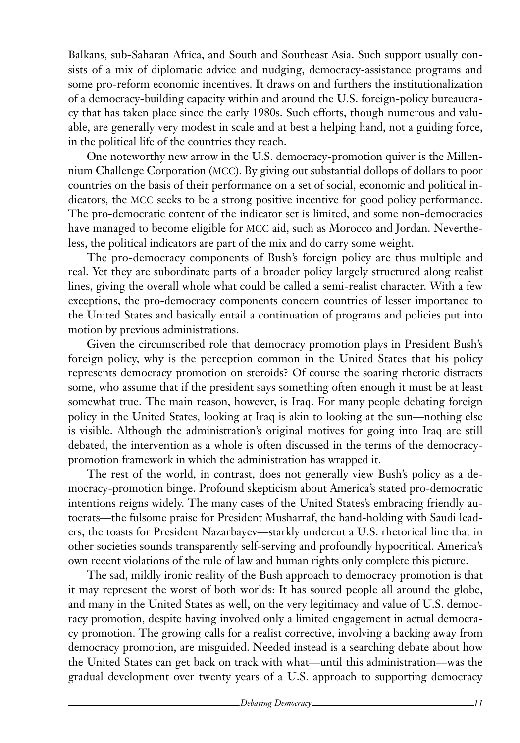Balkans, sub-Saharan Africa, and South and Southeast Asia. Such support usually consists of a mix of diplomatic advice and nudging, democracy-assistance programs and some pro-reform economic incentives. It draws on and furthers the institutionalization of a democracy-building capacity within and around the U.S. foreign-policy bureaucracy that has taken place since the early 1980s. Such efforts, though numerous and valuable, are generally very modest in scale and at best a helping hand, not a guiding force, in the political life of the countries they reach.

One noteworthy new arrow in the U.S. democracy-promotion quiver is the Millennium Challenge Corporation (MCC). By giving out substantial dollops of dollars to poor countries on the basis of their performance on a set of social, economic and political indicators, the MCC seeks to be a strong positive incentive for good policy performance. The pro-democratic content of the indicator set is limited, and some non-democracies have managed to become eligible for MCC aid, such as Morocco and Jordan. Nevertheless, the political indicators are part of the mix and do carry some weight.

The pro-democracy components of Bush's foreign policy are thus multiple and real. Yet they are subordinate parts of a broader policy largely structured along realist lines, giving the overall whole what could be called a semi-realist character. With a few exceptions, the pro-democracy components concern countries of lesser importance to the United States and basically entail a continuation of programs and policies put into motion by previous administrations.

Given the circumscribed role that democracy promotion plays in President Bush's foreign policy, why is the perception common in the United States that his policy represents democracy promotion on steroids? Of course the soaring rhetoric distracts some, who assume that if the president says something often enough it must be at least somewhat true. The main reason, however, is Iraq. For many people debating foreign policy in the United States, looking at Iraq is akin to looking at the sun—nothing else is visible. Although the administration's original motives for going into Iraq are still debated, the intervention as a whole is often discussed in the terms of the democracy-promotion framework in which the administration has wrapped it.

The rest of the world, in contrast, does not generally view Bush's policy as a democracy-promotion binge. Profound skepticism about America's stated pro-democratic intentions reigns widely. The many cases of the United States's embracing friendly autocrats—the fulsome praise for President Musharraf, the hand-holding with Saudi leaders, the toasts for President Nazarbayev—starkly undercut a U.S. rhetorical line that in other societies sounds transparently self-serving and profoundly hypocritical. America's own recent violations of the rule of law and human rights only complete this picture.

The sad, mildly ironic reality of the Bush approach to democracy promotion is that it may represent the worst of both worlds: It has soured people all around the globe, and many in the United States as well, on the very legitimacy and value of U.S. democracy promotion, despite having involved only a limited engagement in actual democracy promotion. The growing calls for a realist corrective, involving a backing away from democracy promotion, are misguided. Needed instead is a searching debate about how the United States can get back on track with what—until this administration—was the gradual development over twenty years of a U.S. approach to supporting democracy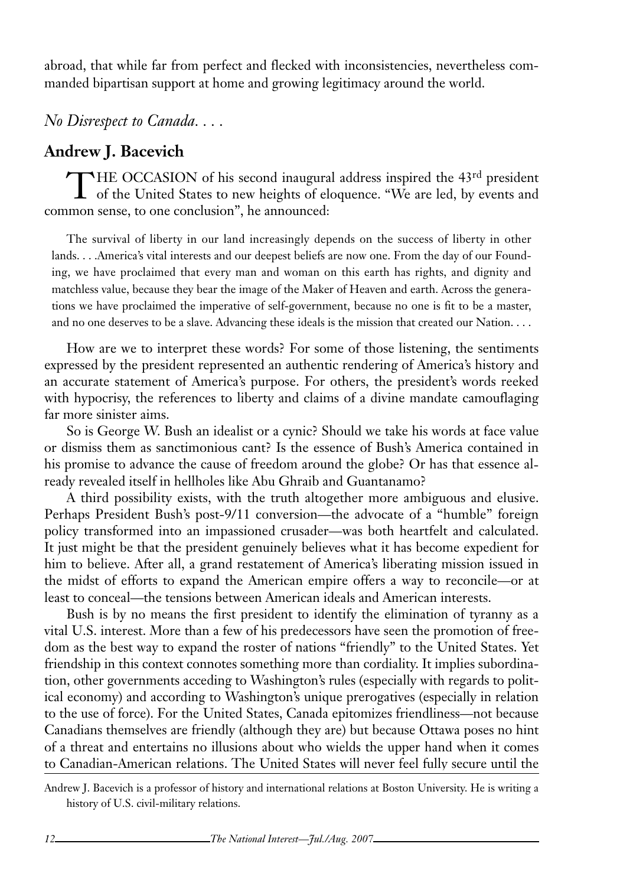abroad, that while far from perfect and flecked with inconsistencies, nevertheless commanded bipartisan support at home and growing legitimacy around the world.

*No Disrespect to Canada. . . .*

## Andrew J. Bacevich

THE OCCASION of his second inaugural address inspired the 43rd president of the United States to new heights of eloquence. "We are led, by events and common sense, to one conclusion", he announced:

> The survival of liberty in our land increasingly depends on the success of liberty in other lands. . . .America's vital interests and our deepest beliefs are now one. From the day of our Founding, we have proclaimed that every man and woman on this earth has rights, and dignity and matchless value, because they bear the image of the Maker of Heaven and earth. Across the generations we have proclaimed the imperative of self-government, because no one is fit to be a master, and no one deserves to be a slave. Advancing these ideals is the mission that created our Nation. . . .

How are we to interpret these words? For some of those listening, the sentiments expressed by the president represented an authentic rendering of America's history and an accurate statement of America's purpose. For others, the president's words reeked with hypocrisy, the references to liberty and claims of a divine mandate camouflaging far more sinister aims.

So is George W. Bush an idealist or a cynic? Should we take his words at face value or dismiss them as sanctimonious cant? Is the essence of Bush's America contained in his promise to advance the cause of freedom around the globe? Or has that essence already revealed itself in hellholes like Abu Ghraib and Guantanamo?

A third possibility exists, with the truth altogether more ambiguous and elusive. Perhaps President Bush's post-9/11 conversion—the advocate of a "humble" foreign policy transformed into an impassioned crusader—was both heartfelt and calculated. It just might be that the president genuinely believes what it has become expedient for him to believe. After all, a grand restatement of America's liberating mission issued in the midst of efforts to expand the American empire offers a way to reconcile—or at least to conceal—the tensions between American ideals and American interests.

Bush is by no means the first president to identify the elimination of tyranny as a vital U.S. interest. More than a few of his predecessors have seen the promotion of freedom as the best way to expand the roster of nations "friendly" to the United States. Yet friendship in this context connotes something more than cordiality. It implies subordination, other governments acceding to Washington's rules (especially with regards to political economy) and according to Washington's unique prerogatives (especially in relation to the use of force). For the United States, Canada epitomizes friendliness—not because Canadians themselves are friendly (although they are) but because Ottawa poses no hint of a threat and entertains no illusions about who wields the upper hand when it comes to Canadian-American relations. The United States will never feel fully secure until the

Andrew J. Bacevich is a professor of history and international relations at Boston University. He is writing a history of U.S. civil-military relations.